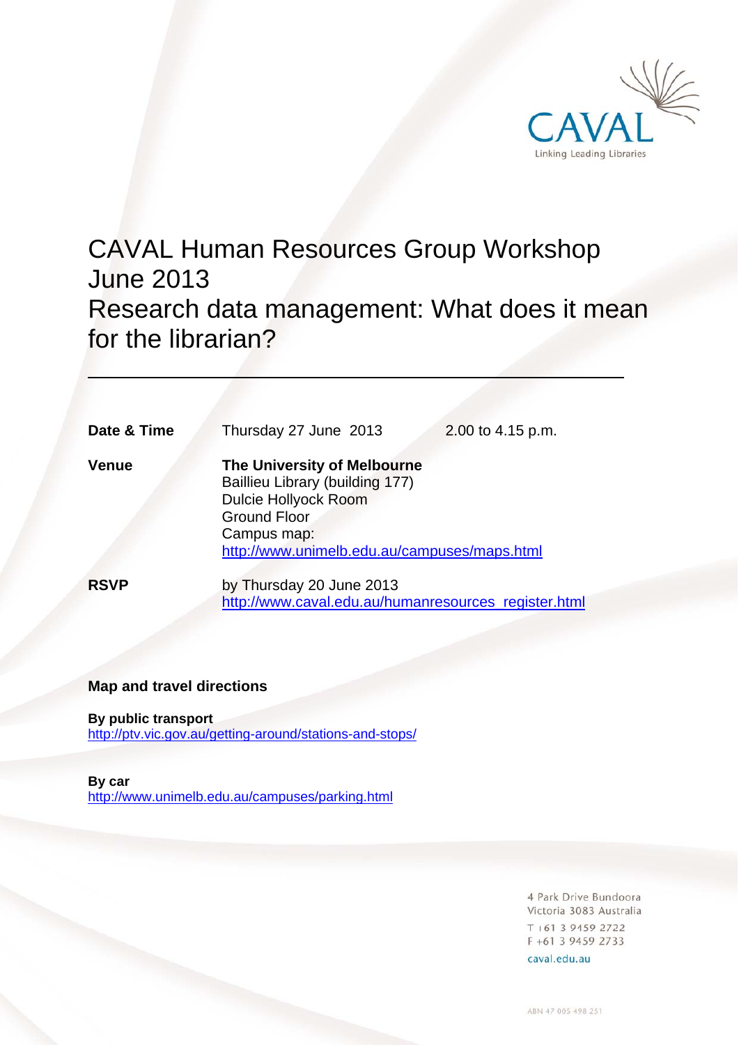CAVAL

Linking Leading Libraries

# CAVAL Human Resources Group Workshop June 2013
# Research data management: What does it mean for the librarian?

---

| | | |
|---|---|---|
| **Date & Time** | Thursday 27 June 2013 | 2.00 to 4.15 p.m. |
| **Venue** | **The University of Melbourne**<br>Baillieu Library (building 177)<br>Dulcie Hollyock Room<br>Ground Floor<br>Campus map:<br>http://www.unimelb.edu.au/campuses/maps.html | |
| **RSVP** | by Thursday 20 June 2013<br>http://www.caval.edu.au/humanresources_register.html | |

**Map and travel directions**

**By public transport**
http://ptv.vic.gov.au/getting-around/stations-and-stops/

**By car**
http://www.unimelb.edu.au/campuses/parking.html

4 Park Drive Bundoora
Victoria 3083 Australia
T +61 3 9459 2722
F +61 3 9459 2733
caval.edu.au

ABN 47 005 498 251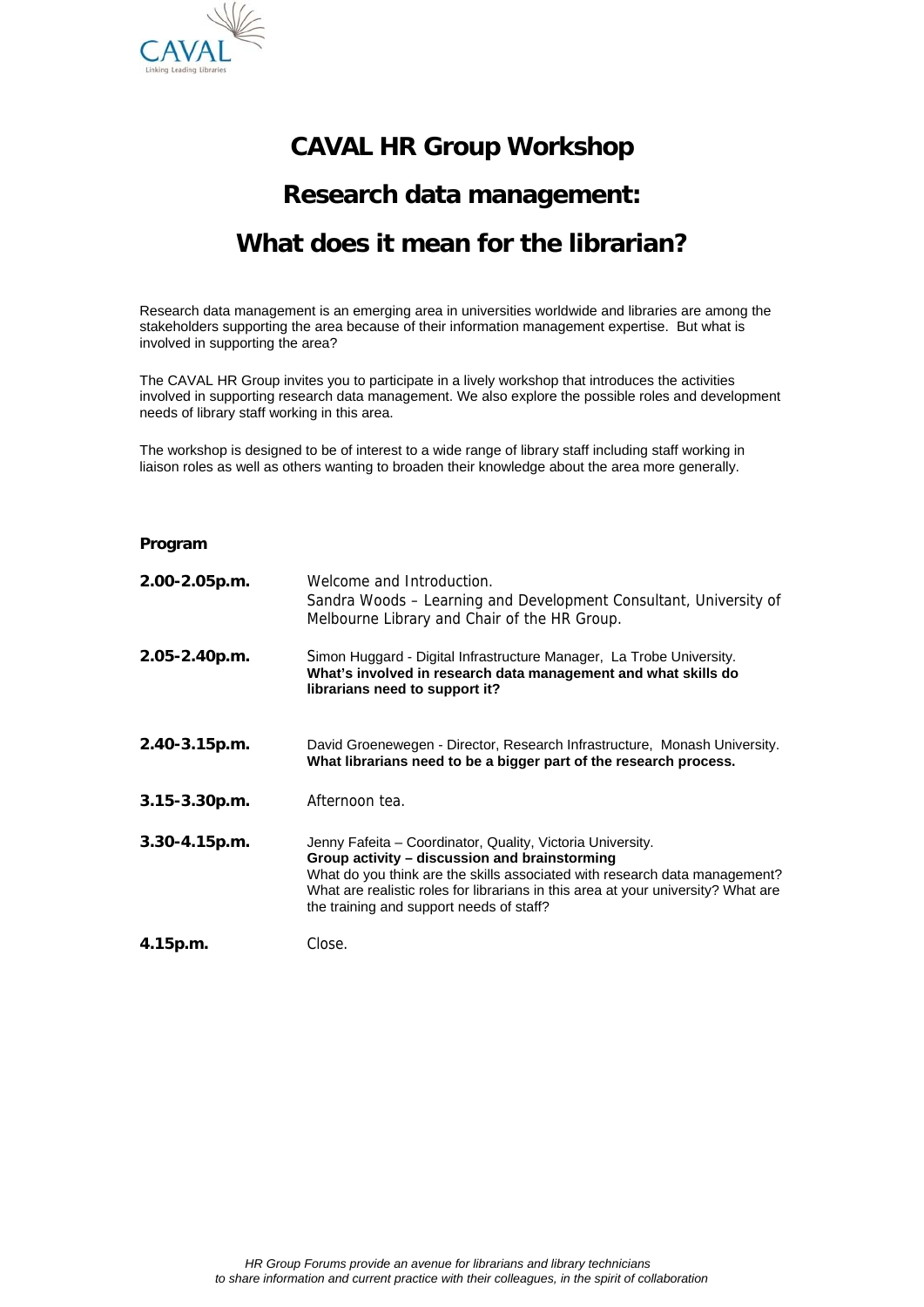# CAVAL HR Group Workshop

# Research data management:

# What does it mean for the librarian?

Research data management is an emerging area in universities worldwide and libraries are among the stakeholders supporting the area because of their information management expertise. But what is involved in supporting the area?

The CAVAL HR Group invites you to participate in a lively workshop that introduces the activities involved in supporting research data management. We also explore the possible roles and development needs of library staff working in this area.

The workshop is designed to be of interest to a wide range of library staff including staff working in liaison roles as well as others wanting to broaden their knowledge about the area more generally.

**Program**

| | |
|---|---|
| **2.00-2.05p.m.** | Welcome and Introduction. Sandra Woods – Learning and Development Consultant, University of Melbourne Library and Chair of the HR Group. |
| **2.05-2.40p.m.** | Simon Huggard - Digital Infrastructure Manager, La Trobe University. **What's involved in research data management and what skills do librarians need to support it?** |
| **2.40-3.15p.m.** | David Groenewegen - Director, Research Infrastructure, Monash University. **What librarians need to be a bigger part of the research process.** |
| **3.15-3.30p.m.** | Afternoon tea. |
| **3.30-4.15p.m.** | Jenny Fafeita – Coordinator, Quality, Victoria University. **Group activity – discussion and brainstorming** What do you think are the skills associated with research data management? What are realistic roles for librarians in this area at your university? What are the training and support needs of staff? |
| **4.15p.m.** | Close. |

*HR Group Forums provide an avenue for librarians and library technicians to share information and current practice with their colleagues, in the spirit of collaboration*